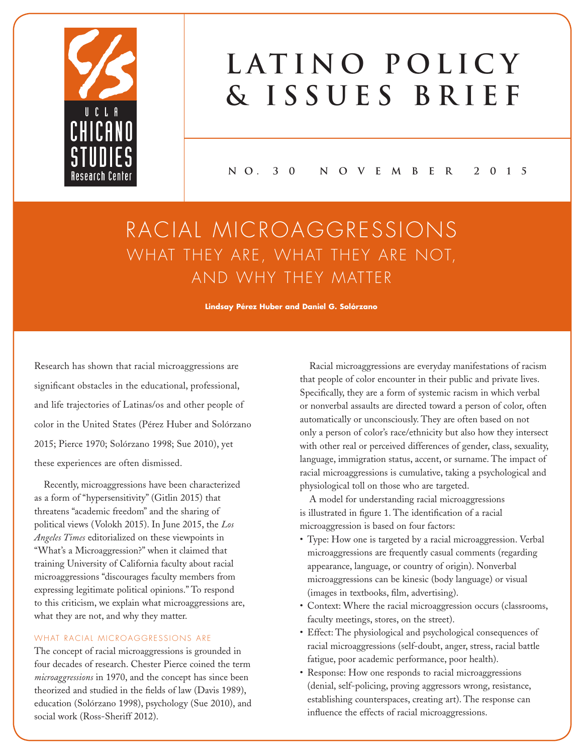# LATINO POLICY & ISSUES BRIEF

NO. 30 NOVEMBER 2015

## RACIAL MICROAGGRESSIONS
### WHAT THEY ARE, WHAT THEY ARE NOT, AND WHY THEY MATTER

**Lindsay Pérez Huber and Daniel G. Solórzano**

Research has shown that racial microaggressions are significant obstacles in the educational, professional, and life trajectories of Latinas/os and other people of color in the United States (Pérez Huber and Solórzano 2015; Pierce 1970; Solórzano 1998; Sue 2010), yet these experiences are often dismissed.

Recently, microaggressions have been characterized as a form of "hypersensitivity" (Gitlin 2015) that threatens "academic freedom" and the sharing of political views (Volokh 2015). In June 2015, the *Los Angeles Times* editorialized on these viewpoints in "What's a Microaggression?" when it claimed that training University of California faculty about racial microaggressions "discourages faculty members from expressing legitimate political opinions." To respond to this criticism, we explain what microaggressions are, what they are not, and why they matter.

### WHAT RACIAL MICROAGGRESSIONS ARE

The concept of racial microaggressions is grounded in four decades of research. Chester Pierce coined the term *microaggressions* in 1970, and the concept has since been theorized and studied in the fields of law (Davis 1989), education (Solórzano 1998), psychology (Sue 2010), and social work (Ross-Sheriff 2012).

Racial microaggressions are everyday manifestations of racism that people of color encounter in their public and private lives. Specifically, they are a form of systemic racism in which verbal or nonverbal assaults are directed toward a person of color, often automatically or unconsciously. They are often based on not only a person of color's race/ethnicity but also how they intersect with other real or perceived differences of gender, class, sexuality, language, immigration status, accent, or surname. The impact of racial microaggressions is cumulative, taking a psychological and physiological toll on those who are targeted.

A model for understanding racial microaggressions is illustrated in figure 1. The identification of a racial microaggression is based on four factors:

- Type: How one is targeted by a racial microaggression. Verbal microaggressions are frequently casual comments (regarding appearance, language, or country of origin). Nonverbal microaggressions can be kinesic (body language) or visual (images in textbooks, film, advertising).
- Context: Where the racial microaggression occurs (classrooms, faculty meetings, stores, on the street).
- Effect: The physiological and psychological consequences of racial microaggressions (self-doubt, anger, stress, racial battle fatigue, poor academic performance, poor health).
- Response: How one responds to racial microaggressions (denial, self-policing, proving aggressors wrong, resistance, establishing counterspaces, creating art). The response can influence the effects of racial microaggressions.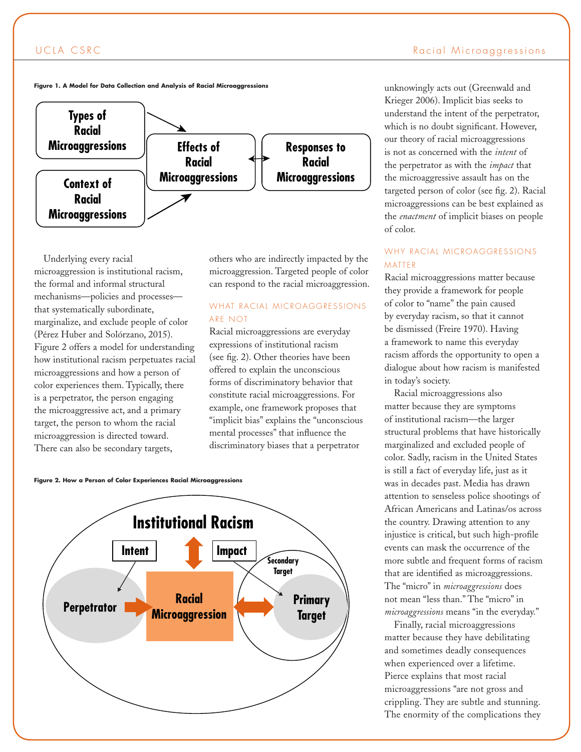**Figure 1. A Model for Data Collection and Analysis of Racial Microaggressions**

**Figure 2. How a Person of Color Experiences Racial Microaggressions**

Underlying every racial microaggression is institutional racism, the formal and informal structural mechanisms—policies and processes—that systematically subordinate, marginalize, and exclude people of color (Pérez Huber and Solórzano, 2015). Figure 2 offers a model for understanding how institutional racism perpetuates racial microaggressions and how a person of color experiences them. Typically, there is a perpetrator, the person engaging the microaggressive act, and a primary target, the person to whom the racial microaggression is directed toward. There can also be secondary targets, others who are indirectly impacted by the microaggression. Targeted people of color can respond to the racial microaggression.

## WHAT RACIAL MICROAGGRESSIONS ARE NOT

Racial microaggressions are everyday expressions of institutional racism (see fig. 2). Other theories have been offered to explain the unconscious forms of discriminatory behavior that constitute racial microaggressions. For example, one framework proposes that "implicit bias" explains the "unconscious mental processes" that influence the discriminatory biases that a perpetrator unknowingly acts out (Greenwald and Krieger 2006). Implicit bias seeks to understand the intent of the perpetrator, which is no doubt significant. However, our theory of racial microaggressions is not as concerned with the *intent* of the perpetrator as with the *impact* that the microaggressive assault has on the targeted person of color (see fig. 2). Racial microaggressions can be best explained as the *enactment* of implicit biases on people of color.

## WHY RACIAL MICROAGGRESSIONS MATTER

Racial microaggressions matter because they provide a framework for people of color to "name" the pain caused by everyday racism, so that it cannot be dismissed (Freire 1970). Having a framework to name this everyday racism affords the opportunity to open a dialogue about how racism is manifested in today's society.

Racial microaggressions also matter because they are symptoms of institutional racism—the larger structural problems that have historically marginalized and excluded people of color. Sadly, racism in the United States is still a fact of everyday life, just as it was in decades past. Media has drawn attention to senseless police shootings of African Americans and Latinas/os across the country. Drawing attention to any injustice is critical, but such high-profile events can mask the occurrence of the more subtle and frequent forms of racism that are identified as microaggressions. The "micro" in *microaggressions* does not mean "less than." The "micro" in *microaggressions* means "in the everyday."

Finally, racial microaggressions matter because they have debilitating and sometimes deadly consequences when experienced over a lifetime. Pierce explains that most racial microaggressions "are not gross and crippling. They are subtle and stunning. The enormity of the complications they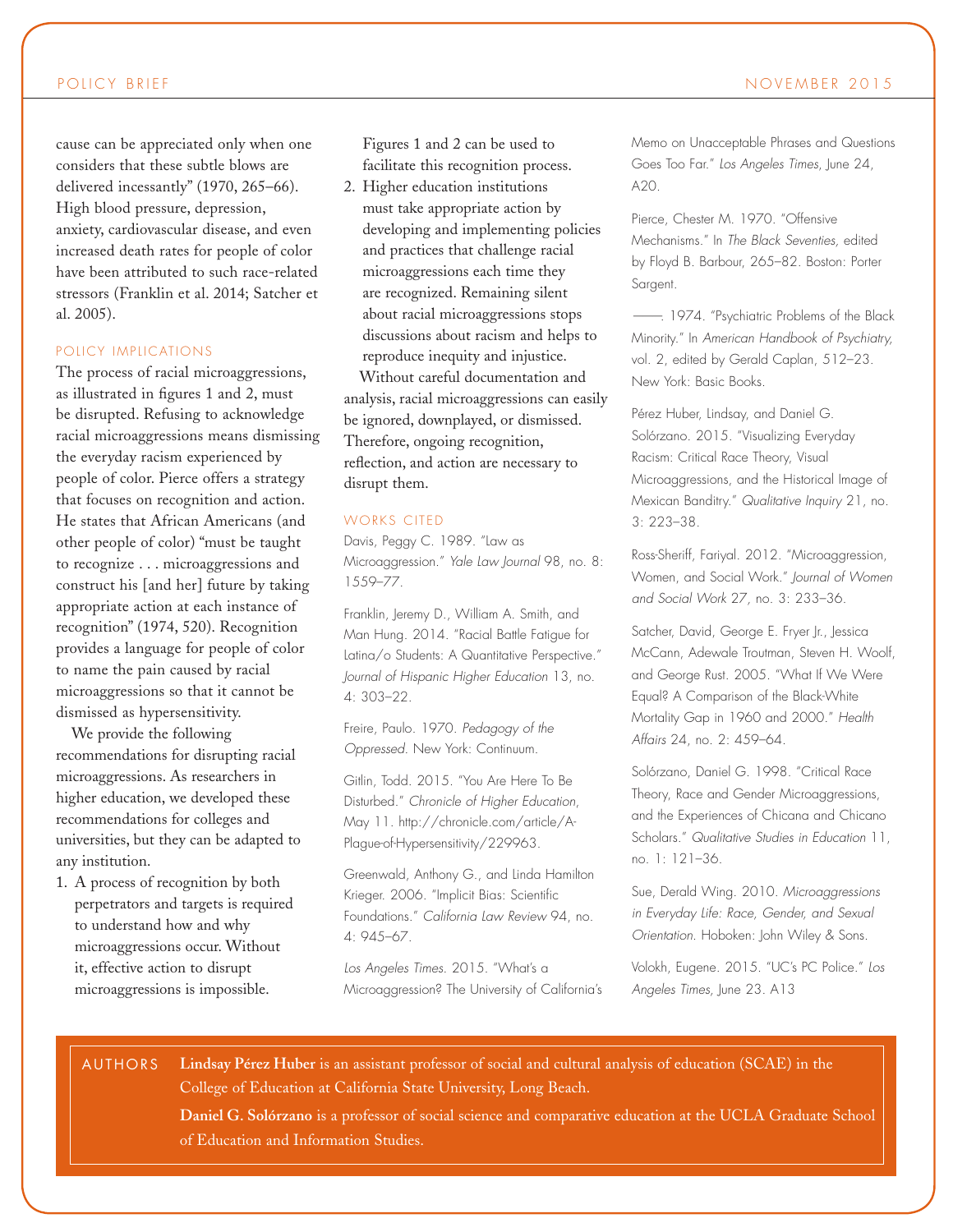cause can be appreciated only when one considers that these subtle blows are delivered incessantly" (1970, 265–66). High blood pressure, depression, anxiety, cardiovascular disease, and even increased death rates for people of color have been attributed to such race-related stressors (Franklin et al. 2014; Satcher et al. 2005).

## POLICY IMPLICATIONS

The process of racial microaggressions, as illustrated in figures 1 and 2, must be disrupted. Refusing to acknowledge racial microaggressions means dismissing the everyday racism experienced by people of color. Pierce offers a strategy that focuses on recognition and action. He states that African Americans (and other people of color) "must be taught to recognize . . . microaggressions and construct his [and her] future by taking appropriate action at each instance of recognition" (1974, 520). Recognition provides a language for people of color to name the pain caused by racial microaggressions so that it cannot be dismissed as hypersensitivity.

We provide the following recommendations for disrupting racial microaggressions. As researchers in higher education, we developed these recommendations for colleges and universities, but they can be adapted to any institution.

1. A process of recognition by both perpetrators and targets is required to understand how and why microaggressions occur. Without it, effective action to disrupt microaggressions is impossible. Figures 1 and 2 can be used to facilitate this recognition process.
2. Higher education institutions must take appropriate action by developing and implementing policies and practices that challenge racial microaggressions each time they are recognized. Remaining silent about racial microaggressions stops discussions about racism and helps to reproduce inequity and injustice.

Without careful documentation and analysis, racial microaggressions can easily be ignored, downplayed, or dismissed. Therefore, ongoing recognition, reflection, and action are necessary to disrupt them.

## WORKS CITED

Davis, Peggy C. 1989. "Law as Microaggression." *Yale Law Journal* 98, no. 8: 1559–77.

Franklin, Jeremy D., William A. Smith, and Man Hung. 2014. "Racial Battle Fatigue for Latina/o Students: A Quantitative Perspective." *Journal of Hispanic Higher Education* 13, no. 4: 303–22.

Freire, Paulo. 1970. *Pedagogy of the Oppressed.* New York: Continuum.

Gitlin, Todd. 2015. "You Are Here To Be Disturbed." *Chronicle of Higher Education*, May 11. http://chronicle.com/article/A-Plague-of-Hypersensitivity/229963.

Greenwald, Anthony G., and Linda Hamilton Krieger. 2006. "Implicit Bias: Scientific Foundations." *California Law Review* 94, no. 4: 945–67.

*Los Angeles Times.* 2015. "What's a Microaggression? The University of California's Memo on Unacceptable Phrases and Questions Goes Too Far." *Los Angeles Times*, June 24, A20.

Pierce, Chester M. 1970. "Offensive Mechanisms." In *The Black Seventies,* edited by Floyd B. Barbour, 265–82. Boston: Porter Sargent.

——. 1974. "Psychiatric Problems of the Black Minority." In *American Handbook of Psychiatry,* vol. 2, edited by Gerald Caplan, 512–23. New York: Basic Books.

Pérez Huber, Lindsay, and Daniel G. Solórzano. 2015. "Visualizing Everyday Racism: Critical Race Theory, Visual Microaggressions, and the Historical Image of Mexican Banditry." *Qualitative Inquiry* 21, no. 3: 223–38.

Ross-Sheriff, Fariyal. 2012. "Microaggression, Women, and Social Work." *Journal of Women and Social Work* 27, no. 3: 233–36.

Satcher, David, George E. Fryer Jr., Jessica McCann, Adewale Troutman, Steven H. Woolf, and George Rust. 2005. "What If We Were Equal? A Comparison of the Black-White Mortality Gap in 1960 and 2000." *Health Affairs* 24, no. 2: 459–64.

Solórzano, Daniel G. 1998. "Critical Race Theory, Race and Gender Microaggressions, and the Experiences of Chicana and Chicano Scholars." *Qualitative Studies in Education* 11, no. 1: 121–36.

Sue, Derald Wing. 2010. *Microaggressions in Everyday Life: Race, Gender, and Sexual Orientation.* Hoboken: John Wiley & Sons.

Volokh, Eugene. 2015. "UC's PC Police." *Los Angeles Times*, June 23. A13

## AUTHORS

**Lindsay Pérez Huber** is an assistant professor of social and cultural analysis of education (SCAE) in the College of Education at California State University, Long Beach.

**Daniel G. Solórzano** is a professor of social science and comparative education at the UCLA Graduate School of Education and Information Studies.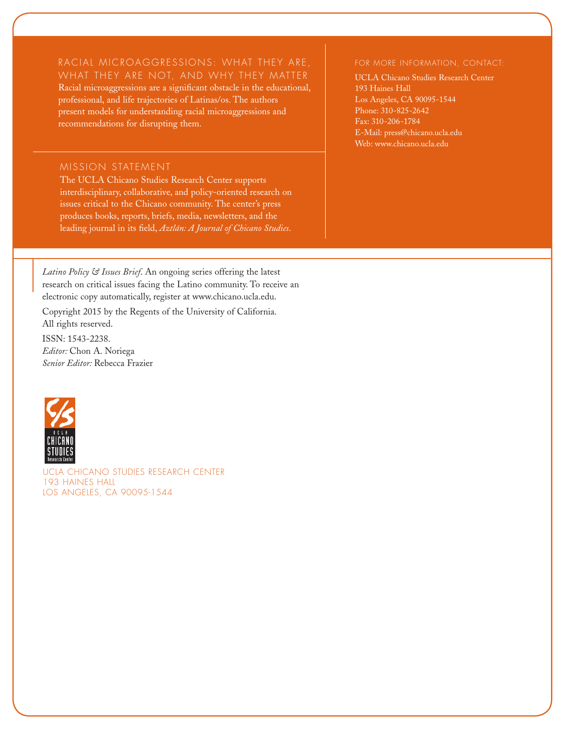## RACIAL MICROAGGRESSIONS: WHAT THEY ARE, WHAT THEY ARE NOT, AND WHY THEY MATTER

Racial microaggressions are a significant obstacle in the educational, professional, and life trajectories of Latinas/os. The authors present models for understanding racial microaggressions and recommendations for disrupting them.

## MISSION STATEMENT

The UCLA Chicano Studies Research Center supports interdisciplinary, collaborative, and policy-oriented research on issues critical to the Chicano community. The center's press produces books, reports, briefs, media, newsletters, and the leading journal in its field, *Aztlán: A Journal of Chicano Studies*.

## FOR MORE INFORMATION, CONTACT:

UCLA Chicano Studies Research Center
193 Haines Hall
Los Angeles, CA 90095-1544
Phone: 310-825-2642
Fax: 310-206-1784
E-Mail: press@chicano.ucla.edu
Web: www.chicano.ucla.edu

*Latino Policy & Issues Brief*. An ongoing series offering the latest research on critical issues facing the Latino community. To receive an electronic copy automatically, register at www.chicano.ucla.edu.

Copyright 2015 by the Regents of the University of California. All rights reserved.

ISSN: 1543-2238.
*Editor:* Chon A. Noriega
*Senior Editor:* Rebecca Frazier

UCLA CHICANO STUDIES RESEARCH CENTER
193 HAINES HALL
LOS ANGELES, CA 90095-1544